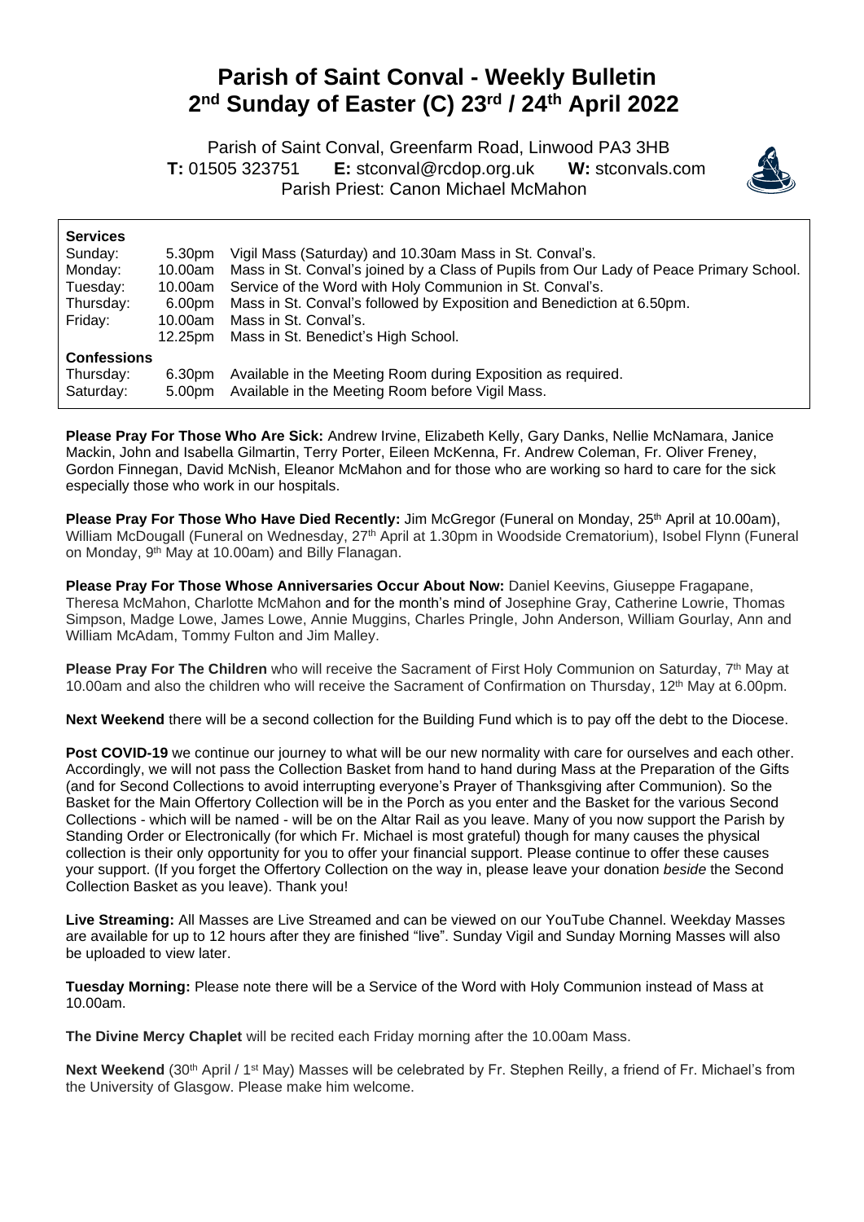# Parish of Saint Conval - Weekly Bulletin
# 2nd Sunday of Easter (C) 23rd / 24th April 2022

Parish of Saint Conval, Greenfarm Road, Linwood PA3 3HB
**T:** 01505 323751 **E:** stconval@rcdop.org.uk **W:** stconvals.com
Parish Priest: Canon Michael McMahon

**Services**

| | | |
|---|---|---|
| Sunday: | 5.30pm | Vigil Mass (Saturday) and 10.30am Mass in St. Conval's. |
| Monday: | 10.00am | Mass in St. Conval's joined by a Class of Pupils from Our Lady of Peace Primary School. |
| Tuesday: | 10.00am | Service of the Word with Holy Communion in St. Conval's. |
| Thursday: | 6.00pm | Mass in St. Conval's followed by Exposition and Benediction at 6.50pm. |
| Friday: | 10.00am | Mass in St. Conval's. |
| | 12.25pm | Mass in St. Benedict's High School. |

**Confessions**

| | | |
|---|---|---|
| Thursday: | 6.30pm | Available in the Meeting Room during Exposition as required. |
| Saturday: | 5.00pm | Available in the Meeting Room before Vigil Mass. |

**Please Pray For Those Who Are Sick:** Andrew Irvine, Elizabeth Kelly, Gary Danks, Nellie McNamara, Janice Mackin, John and Isabella Gilmartin, Terry Porter, Eileen McKenna, Fr. Andrew Coleman, Fr. Oliver Freney, Gordon Finnegan, David McNish, Eleanor McMahon and for those who are working so hard to care for the sick especially those who work in our hospitals.

**Please Pray For Those Who Have Died Recently:** Jim McGregor (Funeral on Monday, 25th April at 10.00am), William McDougall (Funeral on Wednesday, 27th April at 1.30pm in Woodside Crematorium), Isobel Flynn (Funeral on Monday, 9th May at 10.00am) and Billy Flanagan.

**Please Pray For Those Whose Anniversaries Occur About Now:** Daniel Keevins, Giuseppe Fragapane, Theresa McMahon, Charlotte McMahon and for the month's mind of Josephine Gray, Catherine Lowrie, Thomas Simpson, Madge Lowe, James Lowe, Annie Muggins, Charles Pringle, John Anderson, William Gourlay, Ann and William McAdam, Tommy Fulton and Jim Malley.

**Please Pray For The Children** who will receive the Sacrament of First Holy Communion on Saturday, 7th May at 10.00am and also the children who will receive the Sacrament of Confirmation on Thursday, 12th May at 6.00pm.

**Next Weekend** there will be a second collection for the Building Fund which is to pay off the debt to the Diocese.

**Post COVID-19** we continue our journey to what will be our new normality with care for ourselves and each other. Accordingly, we will not pass the Collection Basket from hand to hand during Mass at the Preparation of the Gifts (and for Second Collections to avoid interrupting everyone's Prayer of Thanksgiving after Communion). So the Basket for the Main Offertory Collection will be in the Porch as you enter and the Basket for the various Second Collections - which will be named - will be on the Altar Rail as you leave. Many of you now support the Parish by Standing Order or Electronically (for which Fr. Michael is most grateful) though for many causes the physical collection is their only opportunity for you to offer your financial support. Please continue to offer these causes your support. (If you forget the Offertory Collection on the way in, please leave your donation *beside* the Second Collection Basket as you leave). Thank you!

**Live Streaming:** All Masses are Live Streamed and can be viewed on our YouTube Channel. Weekday Masses are available for up to 12 hours after they are finished "live". Sunday Vigil and Sunday Morning Masses will also be uploaded to view later.

**Tuesday Morning:** Please note there will be a Service of the Word with Holy Communion instead of Mass at 10.00am.

**The Divine Mercy Chaplet** will be recited each Friday morning after the 10.00am Mass.

**Next Weekend** (30th April / 1st May) Masses will be celebrated by Fr. Stephen Reilly, a friend of Fr. Michael's from the University of Glasgow. Please make him welcome.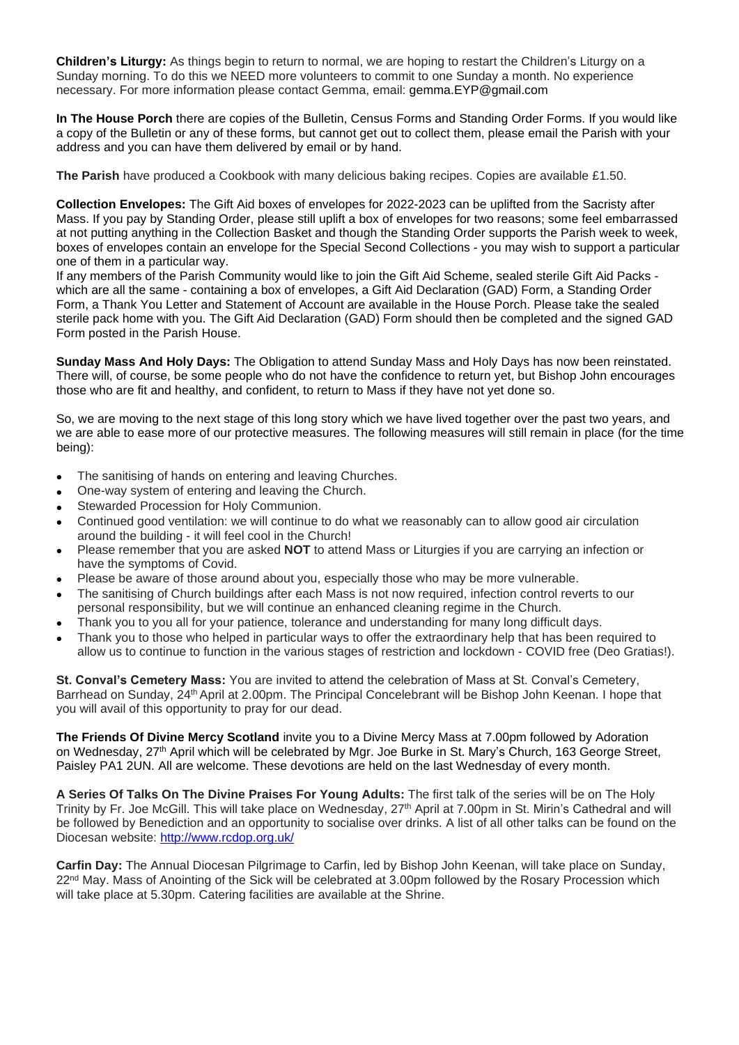**Children's Liturgy:** As things begin to return to normal, we are hoping to restart the Children's Liturgy on a Sunday morning. To do this we NEED more volunteers to commit to one Sunday a month. No experience necessary. For more information please contact Gemma, email: gemma.EYP@gmail.com

**In The House Porch** there are copies of the Bulletin, Census Forms and Standing Order Forms. If you would like a copy of the Bulletin or any of these forms, but cannot get out to collect them, please email the Parish with your address and you can have them delivered by email or by hand.

**The Parish** have produced a Cookbook with many delicious baking recipes. Copies are available £1.50.

**Collection Envelopes:** The Gift Aid boxes of envelopes for 2022-2023 can be uplifted from the Sacristy after Mass. If you pay by Standing Order, please still uplift a box of envelopes for two reasons; some feel embarrassed at not putting anything in the Collection Basket and though the Standing Order supports the Parish week to week, boxes of envelopes contain an envelope for the Special Second Collections - you may wish to support a particular one of them in a particular way.

If any members of the Parish Community would like to join the Gift Aid Scheme, sealed sterile Gift Aid Packs - which are all the same - containing a box of envelopes, a Gift Aid Declaration (GAD) Form, a Standing Order Form, a Thank You Letter and Statement of Account are available in the House Porch. Please take the sealed sterile pack home with you. The Gift Aid Declaration (GAD) Form should then be completed and the signed GAD Form posted in the Parish House.

**Sunday Mass And Holy Days:** The Obligation to attend Sunday Mass and Holy Days has now been reinstated. There will, of course, be some people who do not have the confidence to return yet, but Bishop John encourages those who are fit and healthy, and confident, to return to Mass if they have not yet done so.

So, we are moving to the next stage of this long story which we have lived together over the past two years, and we are able to ease more of our protective measures. The following measures will still remain in place (for the time being):

- The sanitising of hands on entering and leaving Churches.
- One-way system of entering and leaving the Church.
- Stewarded Procession for Holy Communion.
- Continued good ventilation: we will continue to do what we reasonably can to allow good air circulation around the building - it will feel cool in the Church!
- Please remember that you are asked **NOT** to attend Mass or Liturgies if you are carrying an infection or have the symptoms of Covid.
- Please be aware of those around about you, especially those who may be more vulnerable.
- The sanitising of Church buildings after each Mass is not now required, infection control reverts to our personal responsibility, but we will continue an enhanced cleaning regime in the Church.
- Thank you to you all for your patience, tolerance and understanding for many long difficult days.
- Thank you to those who helped in particular ways to offer the extraordinary help that has been required to allow us to continue to function in the various stages of restriction and lockdown - COVID free (Deo Gratias!).

**St. Conval's Cemetery Mass:** You are invited to attend the celebration of Mass at St. Conval's Cemetery, Barrhead on Sunday, 24th April at 2.00pm. The Principal Concelebrant will be Bishop John Keenan. I hope that you will avail of this opportunity to pray for our dead.

**The Friends Of Divine Mercy Scotland** invite you to a Divine Mercy Mass at 7.00pm followed by Adoration on Wednesday, 27th April which will be celebrated by Mgr. Joe Burke in St. Mary's Church, 163 George Street, Paisley PA1 2UN. All are welcome. These devotions are held on the last Wednesday of every month.

**A Series Of Talks On The Divine Praises For Young Adults:** The first talk of the series will be on The Holy Trinity by Fr. Joe McGill. This will take place on Wednesday, 27th April at 7.00pm in St. Mirin's Cathedral and will be followed by Benediction and an opportunity to socialise over drinks. A list of all other talks can be found on the Diocesan website: http://www.rcdop.org.uk/

**Carfin Day:** The Annual Diocesan Pilgrimage to Carfin, led by Bishop John Keenan, will take place on Sunday, 22nd May. Mass of Anointing of the Sick will be celebrated at 3.00pm followed by the Rosary Procession which will take place at 5.30pm. Catering facilities are available at the Shrine.